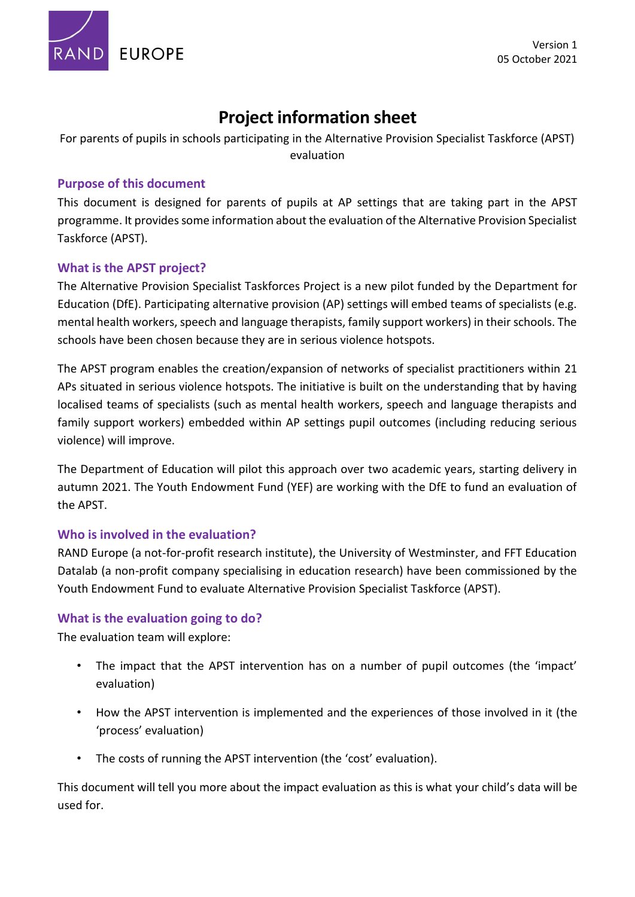RAND EUROPE

Version 1
05 October 2021

# Project information sheet

For parents of pupils in schools participating in the Alternative Provision Specialist Taskforce (APST) evaluation

## Purpose of this document

This document is designed for parents of pupils at AP settings that are taking part in the APST programme. It provides some information about the evaluation of the Alternative Provision Specialist Taskforce (APST).

## What is the APST project?

The Alternative Provision Specialist Taskforces Project is a new pilot funded by the Department for Education (DfE). Participating alternative provision (AP) settings will embed teams of specialists (e.g. mental health workers, speech and language therapists, family support workers) in their schools. The schools have been chosen because they are in serious violence hotspots.

The APST program enables the creation/expansion of networks of specialist practitioners within 21 APs situated in serious violence hotspots. The initiative is built on the understanding that by having localised teams of specialists (such as mental health workers, speech and language therapists and family support workers) embedded within AP settings pupil outcomes (including reducing serious violence) will improve.

The Department of Education will pilot this approach over two academic years, starting delivery in autumn 2021. The Youth Endowment Fund (YEF) are working with the DfE to fund an evaluation of the APST.

## Who is involved in the evaluation?

RAND Europe (a not-for-profit research institute), the University of Westminster, and FFT Education Datalab (a non-profit company specialising in education research) have been commissioned by the Youth Endowment Fund to evaluate Alternative Provision Specialist Taskforce (APST).

## What is the evaluation going to do?

The evaluation team will explore:

- The impact that the APST intervention has on a number of pupil outcomes (the 'impact' evaluation)
- How the APST intervention is implemented and the experiences of those involved in it (the 'process' evaluation)
- The costs of running the APST intervention (the 'cost' evaluation).

This document will tell you more about the impact evaluation as this is what your child's data will be used for.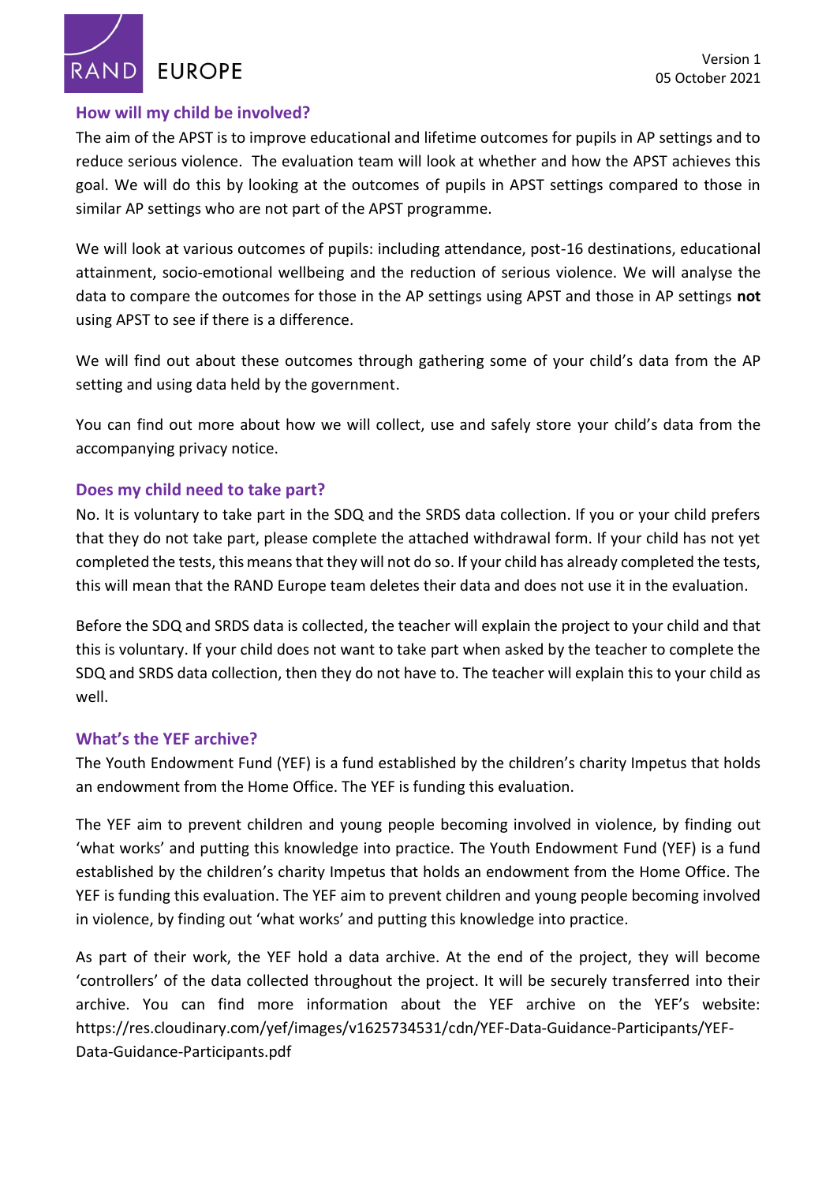## How will my child be involved?

The aim of the APST is to improve educational and lifetime outcomes for pupils in AP settings and to reduce serious violence. The evaluation team will look at whether and how the APST achieves this goal. We will do this by looking at the outcomes of pupils in APST settings compared to those in similar AP settings who are not part of the APST programme.

We will look at various outcomes of pupils: including attendance, post-16 destinations, educational attainment, socio-emotional wellbeing and the reduction of serious violence. We will analyse the data to compare the outcomes for those in the AP settings using APST and those in AP settings **not** using APST to see if there is a difference.

We will find out about these outcomes through gathering some of your child's data from the AP setting and using data held by the government.

You can find out more about how we will collect, use and safely store your child's data from the accompanying privacy notice.

## Does my child need to take part?

No. It is voluntary to take part in the SDQ and the SRDS data collection. If you or your child prefers that they do not take part, please complete the attached withdrawal form. If your child has not yet completed the tests, this means that they will not do so. If your child has already completed the tests, this will mean that the RAND Europe team deletes their data and does not use it in the evaluation.

Before the SDQ and SRDS data is collected, the teacher will explain the project to your child and that this is voluntary. If your child does not want to take part when asked by the teacher to complete the SDQ and SRDS data collection, then they do not have to. The teacher will explain this to your child as well.

## What's the YEF archive?

The Youth Endowment Fund (YEF) is a fund established by the children's charity Impetus that holds an endowment from the Home Office. The YEF is funding this evaluation.

The YEF aim to prevent children and young people becoming involved in violence, by finding out 'what works' and putting this knowledge into practice. The Youth Endowment Fund (YEF) is a fund established by the children's charity Impetus that holds an endowment from the Home Office. The YEF is funding this evaluation. The YEF aim to prevent children and young people becoming involved in violence, by finding out 'what works' and putting this knowledge into practice.

As part of their work, the YEF hold a data archive. At the end of the project, they will become 'controllers' of the data collected throughout the project. It will be securely transferred into their archive. You can find more information about the YEF archive on the YEF's website: https://res.cloudinary.com/yef/images/v1625734531/cdn/YEF-Data-Guidance-Participants/YEF-Data-Guidance-Participants.pdf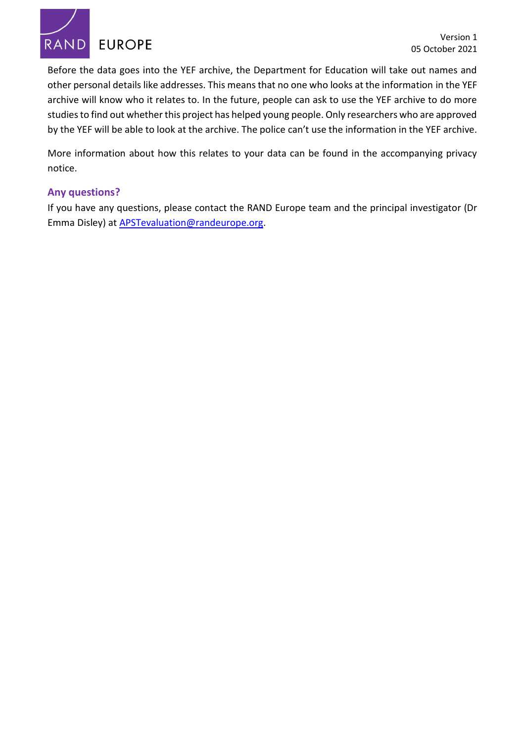Before the data goes into the YEF archive, the Department for Education will take out names and other personal details like addresses. This means that no one who looks at the information in the YEF archive will know who it relates to. In the future, people can ask to use the YEF archive to do more studies to find out whether this project has helped young people. Only researchers who are approved by the YEF will be able to look at the archive. The police can't use the information in the YEF archive.

More information about how this relates to your data can be found in the accompanying privacy notice.

### Any questions?

If you have any questions, please contact the RAND Europe team and the principal investigator (Dr Emma Disley) at [APSTevaluation@randeurope.org](mailto:APSTevaluation@randeurope.org).